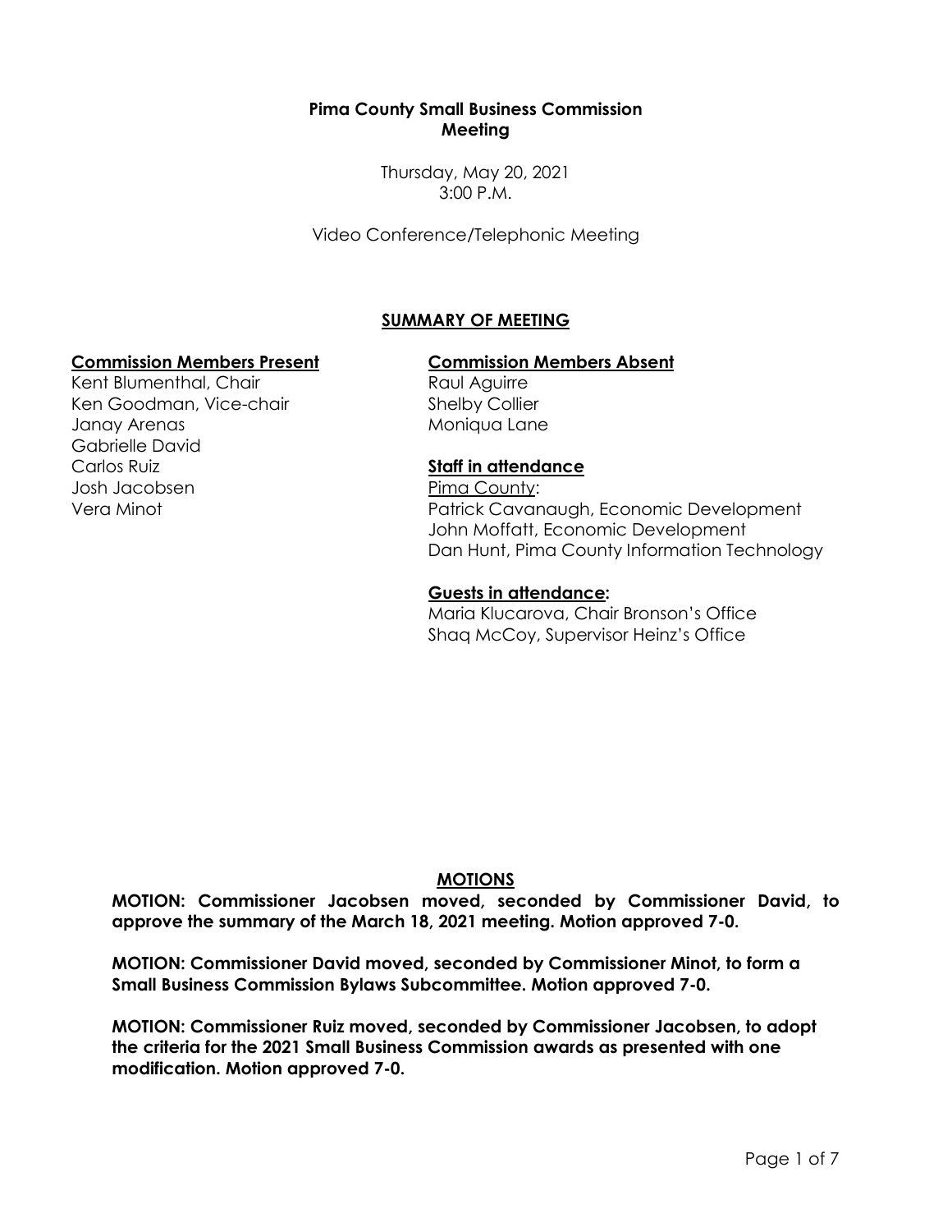# Pima County Small Business Commission Meeting

Thursday, May 20, 2021
3:00 P.M.

Video Conference/Telephonic Meeting

## SUMMARY OF MEETING

**Commission Members Present**

Kent Blumenthal, Chair
Ken Goodman, Vice-chair
Janay Arenas
Gabrielle David
Carlos Ruiz
Josh Jacobsen
Vera Minot

**Commission Members Absent**

Raul Aguirre
Shelby Collier
Moniqua Lane

**Staff in attendance**

Pima County:
Patrick Cavanaugh, Economic Development
John Moffatt, Economic Development
Dan Hunt, Pima County Information Technology

**Guests in attendance:**

Maria Klucarova, Chair Bronson's Office
Shaq McCoy, Supervisor Heinz's Office

## MOTIONS

**MOTION: Commissioner Jacobsen moved, seconded by Commissioner David, to approve the summary of the March 18, 2021 meeting. Motion approved 7-0.**

**MOTION: Commissioner David moved, seconded by Commissioner Minot, to form a Small Business Commission Bylaws Subcommittee. Motion approved 7-0.**

**MOTION: Commissioner Ruiz moved, seconded by Commissioner Jacobsen, to adopt the criteria for the 2021 Small Business Commission awards as presented with one modification. Motion approved 7-0.**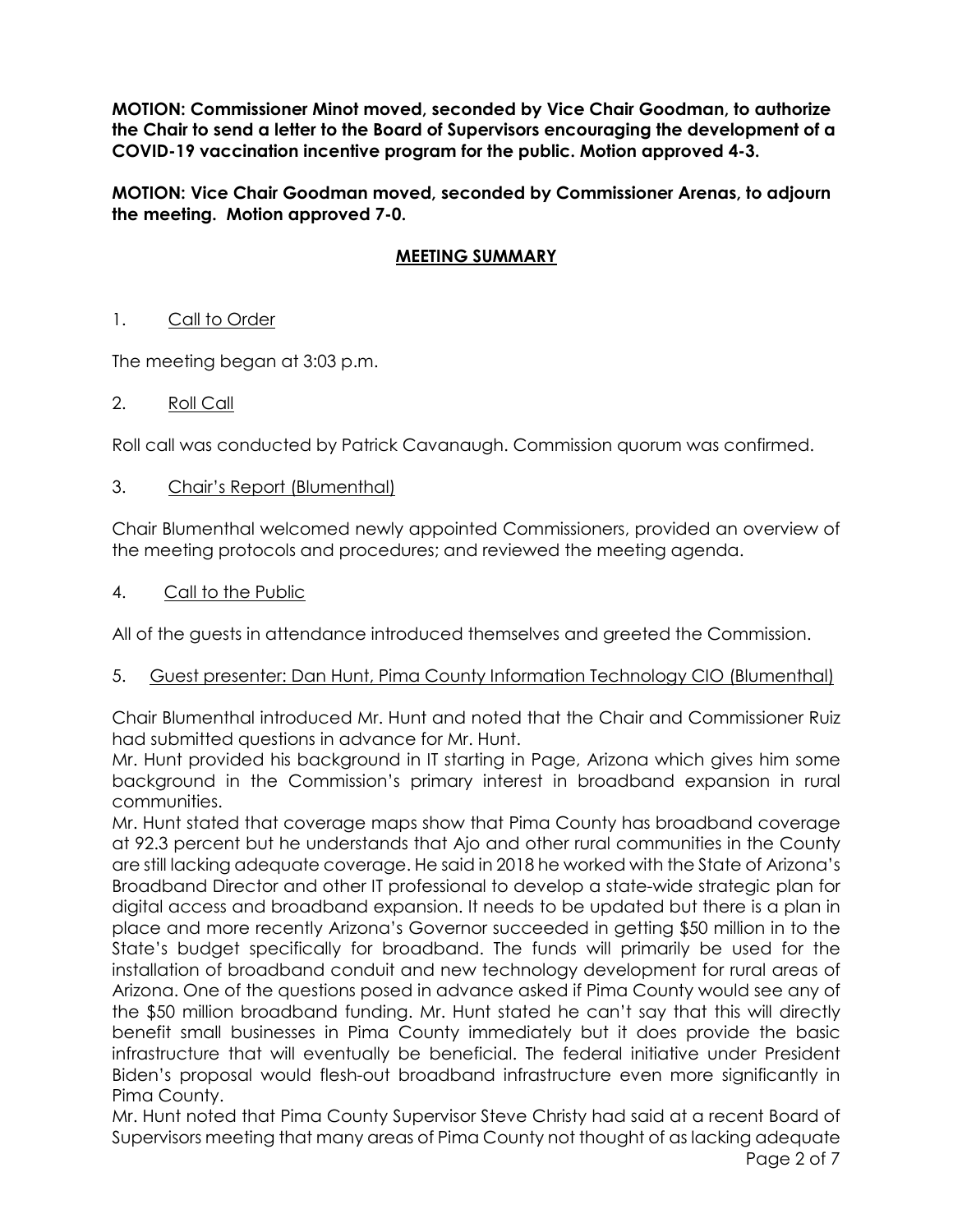**MOTION: Commissioner Minot moved, seconded by Vice Chair Goodman, to authorize the Chair to send a letter to the Board of Supervisors encouraging the development of a COVID-19 vaccination incentive program for the public. Motion approved 4-3.**

**MOTION: Vice Chair Goodman moved, seconded by Commissioner Arenas, to adjourn the meeting. Motion approved 7-0.**

## MEETING SUMMARY

1. Call to Order

The meeting began at 3:03 p.m.

2. Roll Call

Roll call was conducted by Patrick Cavanaugh. Commission quorum was confirmed.

3. Chair's Report (Blumenthal)

Chair Blumenthal welcomed newly appointed Commissioners, provided an overview of the meeting protocols and procedures; and reviewed the meeting agenda.

4. Call to the Public

All of the guests in attendance introduced themselves and greeted the Commission.

5. Guest presenter: Dan Hunt, Pima County Information Technology CIO (Blumenthal)

Chair Blumenthal introduced Mr. Hunt and noted that the Chair and Commissioner Ruiz had submitted questions in advance for Mr. Hunt.

Mr. Hunt provided his background in IT starting in Page, Arizona which gives him some background in the Commission's primary interest in broadband expansion in rural communities.

Mr. Hunt stated that coverage maps show that Pima County has broadband coverage at 92.3 percent but he understands that Ajo and other rural communities in the County are still lacking adequate coverage. He said in 2018 he worked with the State of Arizona's Broadband Director and other IT professional to develop a state-wide strategic plan for digital access and broadband expansion. It needs to be updated but there is a plan in place and more recently Arizona's Governor succeeded in getting $50 million in to the State's budget specifically for broadband. The funds will primarily be used for the installation of broadband conduit and new technology development for rural areas of Arizona. One of the questions posed in advance asked if Pima County would see any of the $50 million broadband funding. Mr. Hunt stated he can't say that this will directly benefit small businesses in Pima County immediately but it does provide the basic infrastructure that will eventually be beneficial. The federal initiative under President Biden's proposal would flesh-out broadband infrastructure even more significantly in Pima County.

Mr. Hunt noted that Pima County Supervisor Steve Christy had said at a recent Board of Supervisors meeting that many areas of Pima County not thought of as lacking adequate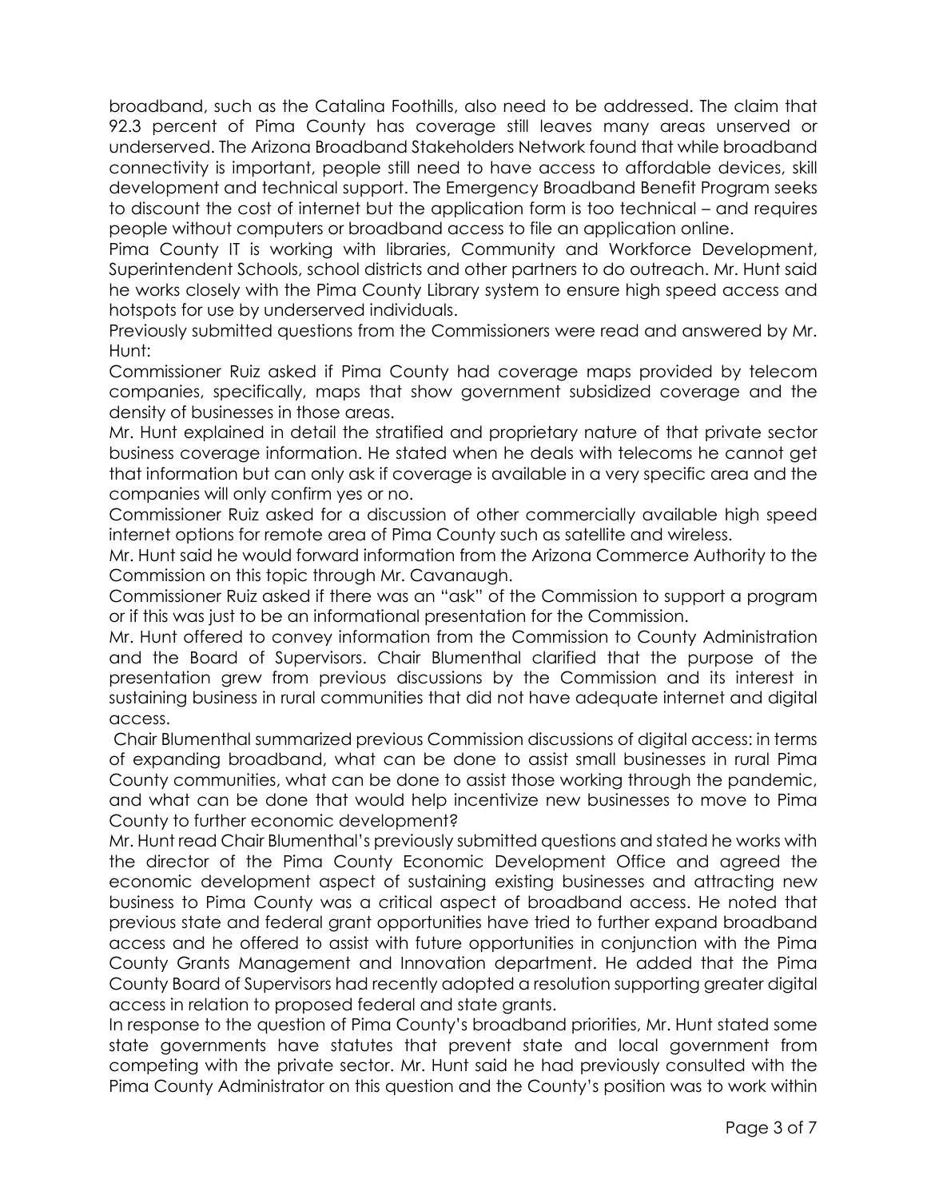broadband, such as the Catalina Foothills, also need to be addressed. The claim that 92.3 percent of Pima County has coverage still leaves many areas unserved or underserved. The Arizona Broadband Stakeholders Network found that while broadband connectivity is important, people still need to have access to affordable devices, skill development and technical support. The Emergency Broadband Benefit Program seeks to discount the cost of internet but the application form is too technical – and requires people without computers or broadband access to file an application online.

Pima County IT is working with libraries, Community and Workforce Development, Superintendent Schools, school districts and other partners to do outreach. Mr. Hunt said he works closely with the Pima County Library system to ensure high speed access and hotspots for use by underserved individuals.

Previously submitted questions from the Commissioners were read and answered by Mr. Hunt:

Commissioner Ruiz asked if Pima County had coverage maps provided by telecom companies, specifically, maps that show government subsidized coverage and the density of businesses in those areas.

Mr. Hunt explained in detail the stratified and proprietary nature of that private sector business coverage information. He stated when he deals with telecoms he cannot get that information but can only ask if coverage is available in a very specific area and the companies will only confirm yes or no.

Commissioner Ruiz asked for a discussion of other commercially available high speed internet options for remote area of Pima County such as satellite and wireless.

Mr. Hunt said he would forward information from the Arizona Commerce Authority to the Commission on this topic through Mr. Cavanaugh.

Commissioner Ruiz asked if there was an "ask" of the Commission to support a program or if this was just to be an informational presentation for the Commission.

Mr. Hunt offered to convey information from the Commission to County Administration and the Board of Supervisors. Chair Blumenthal clarified that the purpose of the presentation grew from previous discussions by the Commission and its interest in sustaining business in rural communities that did not have adequate internet and digital access.

Chair Blumenthal summarized previous Commission discussions of digital access: in terms of expanding broadband, what can be done to assist small businesses in rural Pima County communities, what can be done to assist those working through the pandemic, and what can be done that would help incentivize new businesses to move to Pima County to further economic development?

Mr. Hunt read Chair Blumenthal's previously submitted questions and stated he works with the director of the Pima County Economic Development Office and agreed the economic development aspect of sustaining existing businesses and attracting new business to Pima County was a critical aspect of broadband access. He noted that previous state and federal grant opportunities have tried to further expand broadband access and he offered to assist with future opportunities in conjunction with the Pima County Grants Management and Innovation department. He added that the Pima County Board of Supervisors had recently adopted a resolution supporting greater digital access in relation to proposed federal and state grants.

In response to the question of Pima County's broadband priorities, Mr. Hunt stated some state governments have statutes that prevent state and local government from competing with the private sector. Mr. Hunt said he had previously consulted with the Pima County Administrator on this question and the County's position was to work within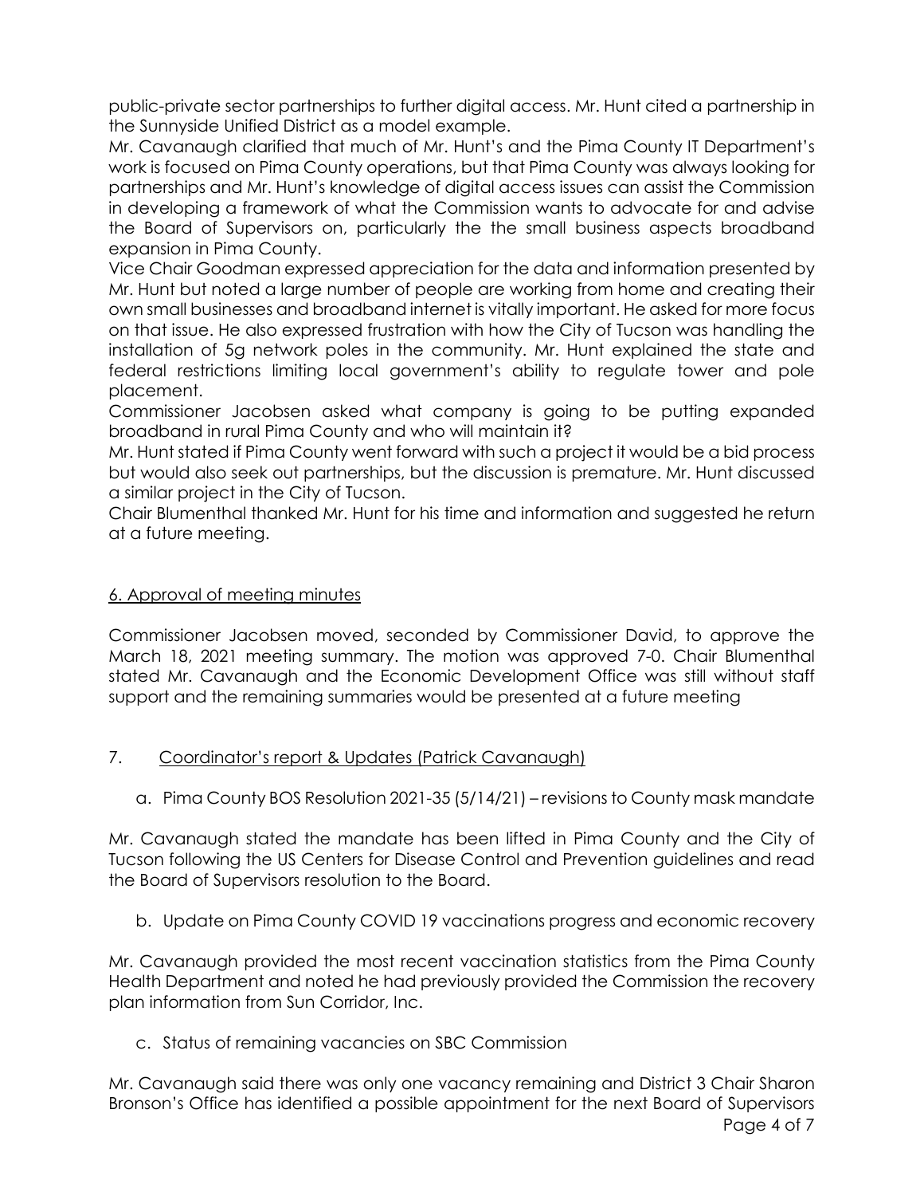public-private sector partnerships to further digital access. Mr. Hunt cited a partnership in the Sunnyside Unified District as a model example.

Mr. Cavanaugh clarified that much of Mr. Hunt's and the Pima County IT Department's work is focused on Pima County operations, but that Pima County was always looking for partnerships and Mr. Hunt's knowledge of digital access issues can assist the Commission in developing a framework of what the Commission wants to advocate for and advise the Board of Supervisors on, particularly the the small business aspects broadband expansion in Pima County.

Vice Chair Goodman expressed appreciation for the data and information presented by Mr. Hunt but noted a large number of people are working from home and creating their own small businesses and broadband internet is vitally important. He asked for more focus on that issue. He also expressed frustration with how the City of Tucson was handling the installation of 5g network poles in the community. Mr. Hunt explained the state and federal restrictions limiting local government's ability to regulate tower and pole placement.

Commissioner Jacobsen asked what company is going to be putting expanded broadband in rural Pima County and who will maintain it?

Mr. Hunt stated if Pima County went forward with such a project it would be a bid process but would also seek out partnerships, but the discussion is premature. Mr. Hunt discussed a similar project in the City of Tucson.

Chair Blumenthal thanked Mr. Hunt for his time and information and suggested he return at a future meeting.

## 6. Approval of meeting minutes

Commissioner Jacobsen moved, seconded by Commissioner David, to approve the March 18, 2021 meeting summary. The motion was approved 7-0. Chair Blumenthal stated Mr. Cavanaugh and the Economic Development Office was still without staff support and the remaining summaries would be presented at a future meeting

## 7. Coordinator's report & Updates (Patrick Cavanaugh)

a. Pima County BOS Resolution 2021-35 (5/14/21) – revisions to County mask mandate

Mr. Cavanaugh stated the mandate has been lifted in Pima County and the City of Tucson following the US Centers for Disease Control and Prevention guidelines and read the Board of Supervisors resolution to the Board.

b. Update on Pima County COVID 19 vaccinations progress and economic recovery

Mr. Cavanaugh provided the most recent vaccination statistics from the Pima County Health Department and noted he had previously provided the Commission the recovery plan information from Sun Corridor, Inc.

c. Status of remaining vacancies on SBC Commission

Mr. Cavanaugh said there was only one vacancy remaining and District 3 Chair Sharon Bronson's Office has identified a possible appointment for the next Board of Supervisors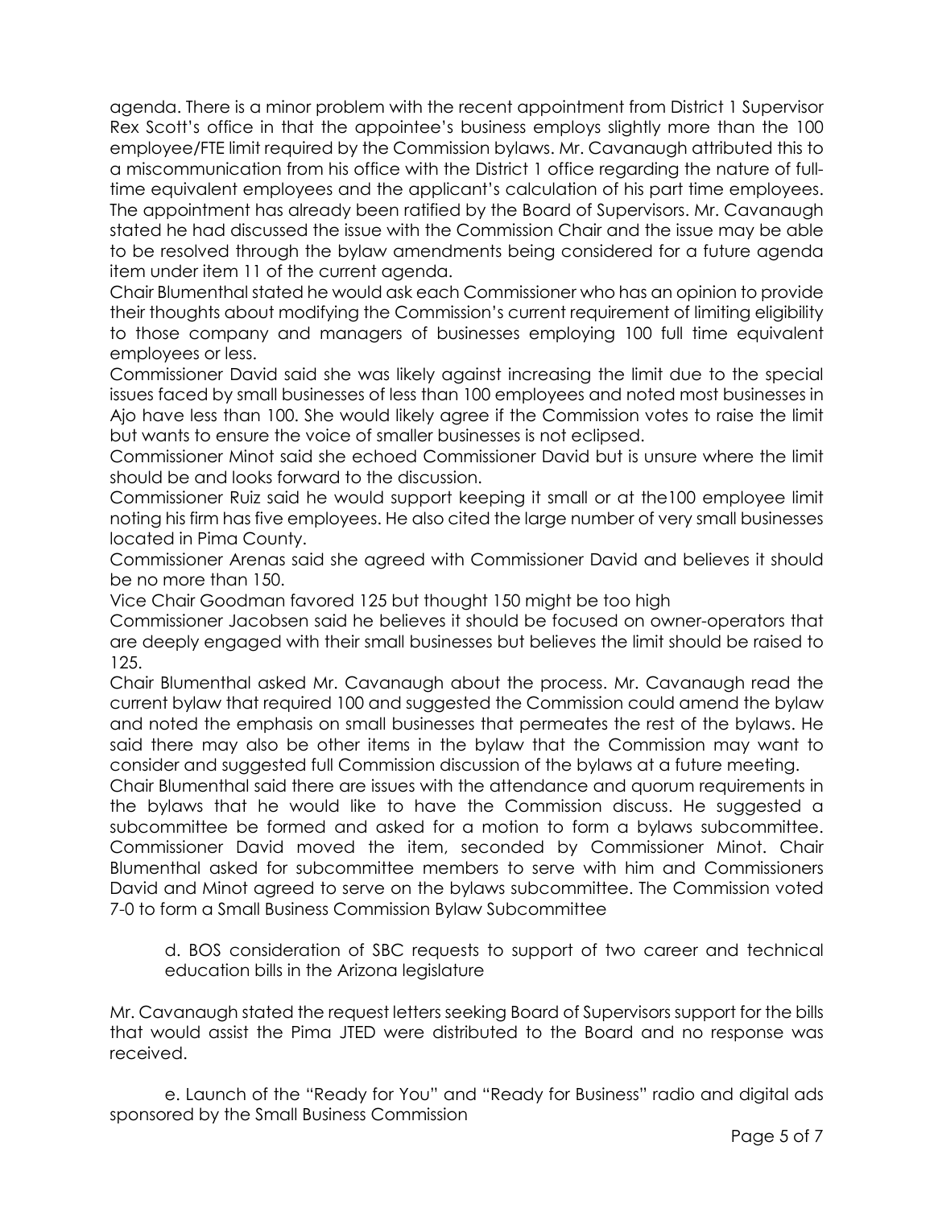agenda. There is a minor problem with the recent appointment from District 1 Supervisor Rex Scott's office in that the appointee's business employs slightly more than the 100 employee/FTE limit required by the Commission bylaws. Mr. Cavanaugh attributed this to a miscommunication from his office with the District 1 office regarding the nature of full-time equivalent employees and the applicant's calculation of his part time employees. The appointment has already been ratified by the Board of Supervisors. Mr. Cavanaugh stated he had discussed the issue with the Commission Chair and the issue may be able to be resolved through the bylaw amendments being considered for a future agenda item under item 11 of the current agenda.

Chair Blumenthal stated he would ask each Commissioner who has an opinion to provide their thoughts about modifying the Commission's current requirement of limiting eligibility to those company and managers of businesses employing 100 full time equivalent employees or less.

Commissioner David said she was likely against increasing the limit due to the special issues faced by small businesses of less than 100 employees and noted most businesses in Ajo have less than 100. She would likely agree if the Commission votes to raise the limit but wants to ensure the voice of smaller businesses is not eclipsed.

Commissioner Minot said she echoed Commissioner David but is unsure where the limit should be and looks forward to the discussion.

Commissioner Ruiz said he would support keeping it small or at the100 employee limit noting his firm has five employees. He also cited the large number of very small businesses located in Pima County.

Commissioner Arenas said she agreed with Commissioner David and believes it should be no more than 150.

Vice Chair Goodman favored 125 but thought 150 might be too high

Commissioner Jacobsen said he believes it should be focused on owner-operators that are deeply engaged with their small businesses but believes the limit should be raised to 125.

Chair Blumenthal asked Mr. Cavanaugh about the process. Mr. Cavanaugh read the current bylaw that required 100 and suggested the Commission could amend the bylaw and noted the emphasis on small businesses that permeates the rest of the bylaws. He said there may also be other items in the bylaw that the Commission may want to consider and suggested full Commission discussion of the bylaws at a future meeting.

Chair Blumenthal said there are issues with the attendance and quorum requirements in the bylaws that he would like to have the Commission discuss. He suggested a subcommittee be formed and asked for a motion to form a bylaws subcommittee. Commissioner David moved the item, seconded by Commissioner Minot. Chair Blumenthal asked for subcommittee members to serve with him and Commissioners David and Minot agreed to serve on the bylaws subcommittee. The Commission voted 7-0 to form a Small Business Commission Bylaw Subcommittee

d. BOS consideration of SBC requests to support of two career and technical education bills in the Arizona legislature

Mr. Cavanaugh stated the request letters seeking Board of Supervisors support for the bills that would assist the Pima JTED were distributed to the Board and no response was received.

e. Launch of the "Ready for You" and "Ready for Business" radio and digital ads sponsored by the Small Business Commission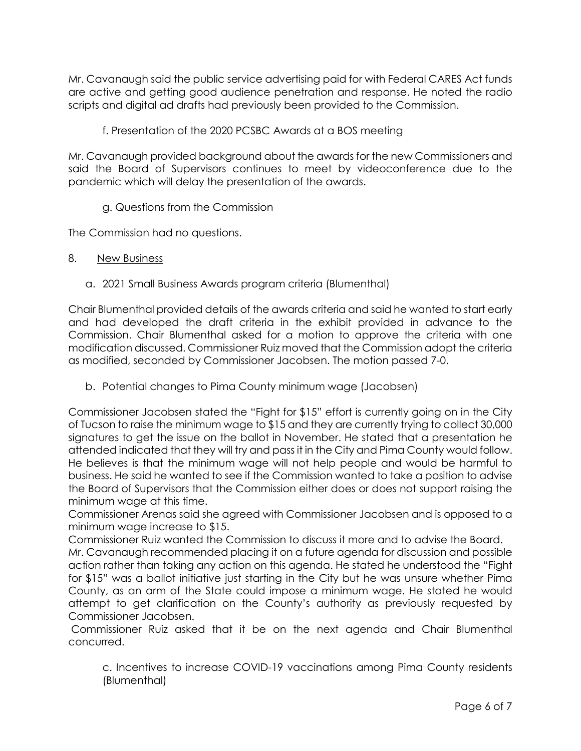Mr. Cavanaugh said the public service advertising paid for with Federal CARES Act funds are active and getting good audience penetration and response. He noted the radio scripts and digital ad drafts had previously been provided to the Commission.

f. Presentation of the 2020 PCSBC Awards at a BOS meeting

Mr. Cavanaugh provided background about the awards for the new Commissioners and said the Board of Supervisors continues to meet by videoconference due to the pandemic which will delay the presentation of the awards.

g. Questions from the Commission

The Commission had no questions.

8. New Business

a. 2021 Small Business Awards program criteria (Blumenthal)

Chair Blumenthal provided details of the awards criteria and said he wanted to start early and had developed the draft criteria in the exhibit provided in advance to the Commission. Chair Blumenthal asked for a motion to approve the criteria with one modification discussed. Commissioner Ruiz moved that the Commission adopt the criteria as modified, seconded by Commissioner Jacobsen. The motion passed 7-0.

b. Potential changes to Pima County minimum wage (Jacobsen)

Commissioner Jacobsen stated the "Fight for $15" effort is currently going on in the City of Tucson to raise the minimum wage to $15 and they are currently trying to collect 30,000 signatures to get the issue on the ballot in November. He stated that a presentation he attended indicated that they will try and pass it in the City and Pima County would follow. He believes is that the minimum wage will not help people and would be harmful to business. He said he wanted to see if the Commission wanted to take a position to advise the Board of Supervisors that the Commission either does or does not support raising the minimum wage at this time.

Commissioner Arenas said she agreed with Commissioner Jacobsen and is opposed to a minimum wage increase to $15.

Commissioner Ruiz wanted the Commission to discuss it more and to advise the Board.

Mr. Cavanaugh recommended placing it on a future agenda for discussion and possible action rather than taking any action on this agenda. He stated he understood the "Fight for $15" was a ballot initiative just starting in the City but he was unsure whether Pima County, as an arm of the State could impose a minimum wage. He stated he would attempt to get clarification on the County's authority as previously requested by Commissioner Jacobsen.

Commissioner Ruiz asked that it be on the next agenda and Chair Blumenthal concurred.

c. Incentives to increase COVID-19 vaccinations among Pima County residents (Blumenthal)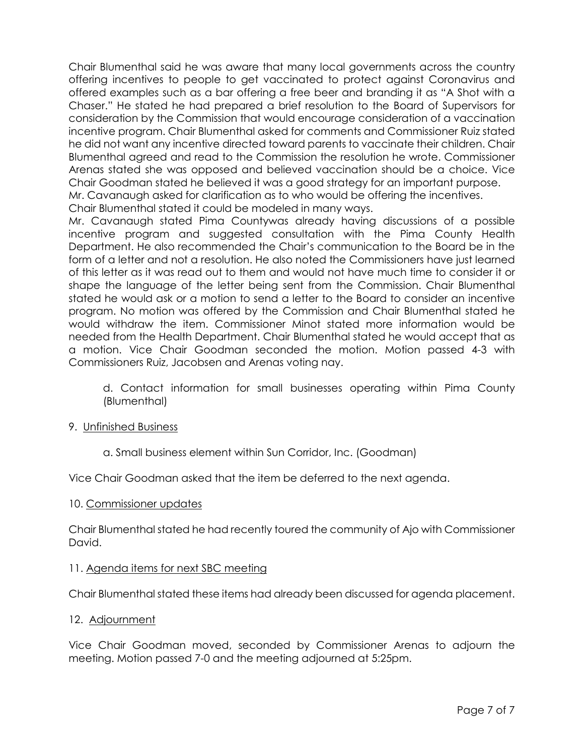Chair Blumenthal said he was aware that many local governments across the country offering incentives to people to get vaccinated to protect against Coronavirus and offered examples such as a bar offering a free beer and branding it as "A Shot with a Chaser." He stated he had prepared a brief resolution to the Board of Supervisors for consideration by the Commission that would encourage consideration of a vaccination incentive program. Chair Blumenthal asked for comments and Commissioner Ruiz stated he did not want any incentive directed toward parents to vaccinate their children. Chair Blumenthal agreed and read to the Commission the resolution he wrote. Commissioner Arenas stated she was opposed and believed vaccination should be a choice. Vice Chair Goodman stated he believed it was a good strategy for an important purpose. Mr. Cavanaugh asked for clarification as to who would be offering the incentives. Chair Blumenthal stated it could be modeled in many ways.

Mr. Cavanaugh stated Pima Countywas already having discussions of a possible incentive program and suggested consultation with the Pima County Health Department. He also recommended the Chair's communication to the Board be in the form of a letter and not a resolution. He also noted the Commissioners have just learned of this letter as it was read out to them and would not have much time to consider it or shape the language of the letter being sent from the Commission. Chair Blumenthal stated he would ask or a motion to send a letter to the Board to consider an incentive program. No motion was offered by the Commission and Chair Blumenthal stated he would withdraw the item. Commissioner Minot stated more information would be needed from the Health Department. Chair Blumenthal stated he would accept that as a motion. Vice Chair Goodman seconded the motion. Motion passed 4-3 with Commissioners Ruiz, Jacobsen and Arenas voting nay.

d. Contact information for small businesses operating within Pima County (Blumenthal)

9. Unfinished Business

a. Small business element within Sun Corridor, Inc. (Goodman)

Vice Chair Goodman asked that the item be deferred to the next agenda.

10. Commissioner updates

Chair Blumenthal stated he had recently toured the community of Ajo with Commissioner David.

11. Agenda items for next SBC meeting

Chair Blumenthal stated these items had already been discussed for agenda placement.

12. Adjournment

Vice Chair Goodman moved, seconded by Commissioner Arenas to adjourn the meeting. Motion passed 7-0 and the meeting adjourned at 5:25pm.